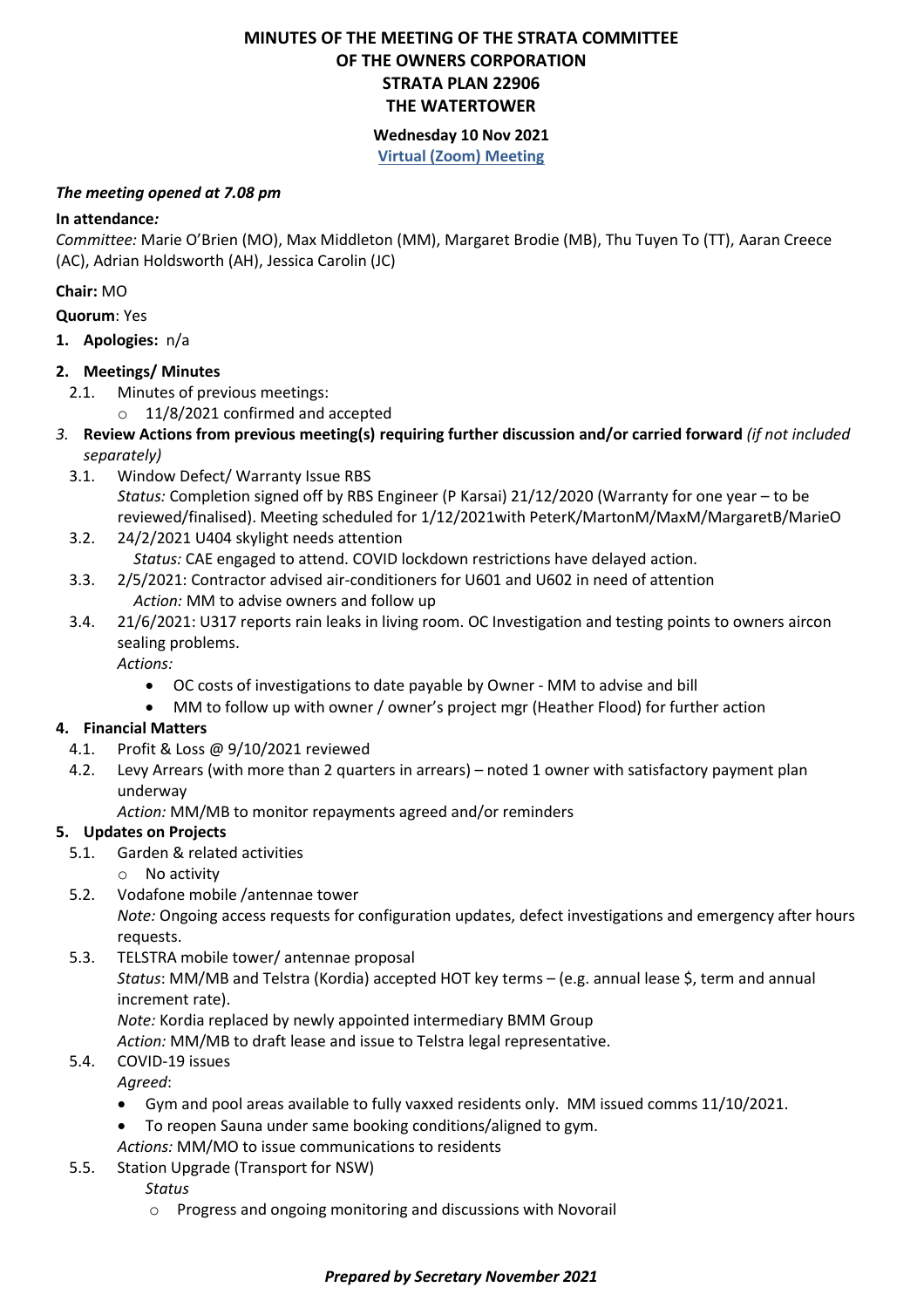# MINUTES OF THE MEETING OF THE STRATA COMMITTEE
# OF THE OWNERS CORPORATION
# STRATA PLAN 22906
# THE WATERTOWER

**Wednesday 10 Nov 2021**

**Virtual (Zoom) Meeting**

***The meeting opened at 7.08 pm***

**In attendance*:***

*Committee:* Marie O'Brien (MO), Max Middleton (MM), Margaret Brodie (MB), Thu Tuyen To (TT), Aaran Creece (AC), Adrian Holdsworth (AH), Jessica Carolin (JC)

**Chair:** MO

**Quorum**: Yes

1. **Apologies:** n/a
2. **Meetings/ Minutes**
   - 2.1. Minutes of previous meetings:
     - 11/8/2021 confirmed and accepted
3. **Review Actions from previous meeting(s) requiring further discussion and/or carried forward** *(if not included separately)*
   - 3.1. Window Defect/ Warranty Issue RBS
     *Status:* Completion signed off by RBS Engineer (P Karsai) 21/12/2020 (Warranty for one year – to be reviewed/finalised). Meeting scheduled for 1/12/2021with PeterK/MartonM/MaxM/MargaretB/MarieO
   - 3.2. 24/2/2021 U404 skylight needs attention
     *Status:* CAE engaged to attend. COVID lockdown restrictions have delayed action.
   - 3.3. 2/5/2021: Contractor advised air-conditioners for U601 and U602 in need of attention
     *Action:* MM to advise owners and follow up
   - 3.4. 21/6/2021: U317 reports rain leaks in living room. OC Investigation and testing points to owners aircon sealing problems.
     *Actions:*
     - OC costs of investigations to date payable by Owner - MM to advise and bill
     - MM to follow up with owner / owner's project mgr (Heather Flood) for further action
4. **Financial Matters**
   - 4.1. Profit & Loss @ 9/10/2021 reviewed
   - 4.2. Levy Arrears (with more than 2 quarters in arrears) – noted 1 owner with satisfactory payment plan underway
     *Action:* MM/MB to monitor repayments agreed and/or reminders
5. **Updates on Projects**
   - 5.1. Garden & related activities
     - No activity
   - 5.2. Vodafone mobile /antennae tower
     *Note:* Ongoing access requests for configuration updates, defect investigations and emergency after hours requests.
   - 5.3. TELSTRA mobile tower/ antennae proposal
     *Status*: MM/MB and Telstra (Kordia) accepted HOT key terms – (e.g. annual lease $, term and annual increment rate).
     *Note:* Kordia replaced by newly appointed intermediary BMM Group
     *Action:* MM/MB to draft lease and issue to Telstra legal representative.
   - 5.4. COVID-19 issues
     *Agreed*:
     - Gym and pool areas available to fully vaxxed residents only. MM issued comms 11/10/2021.
     - To reopen Sauna under same booking conditions/aligned to gym.

     *Actions:* MM/MO to issue communications to residents
   - 5.5. Station Upgrade (Transport for NSW)
     *Status*
     - Progress and ongoing monitoring and discussions with Novorail

***Prepared by Secretary November 2021***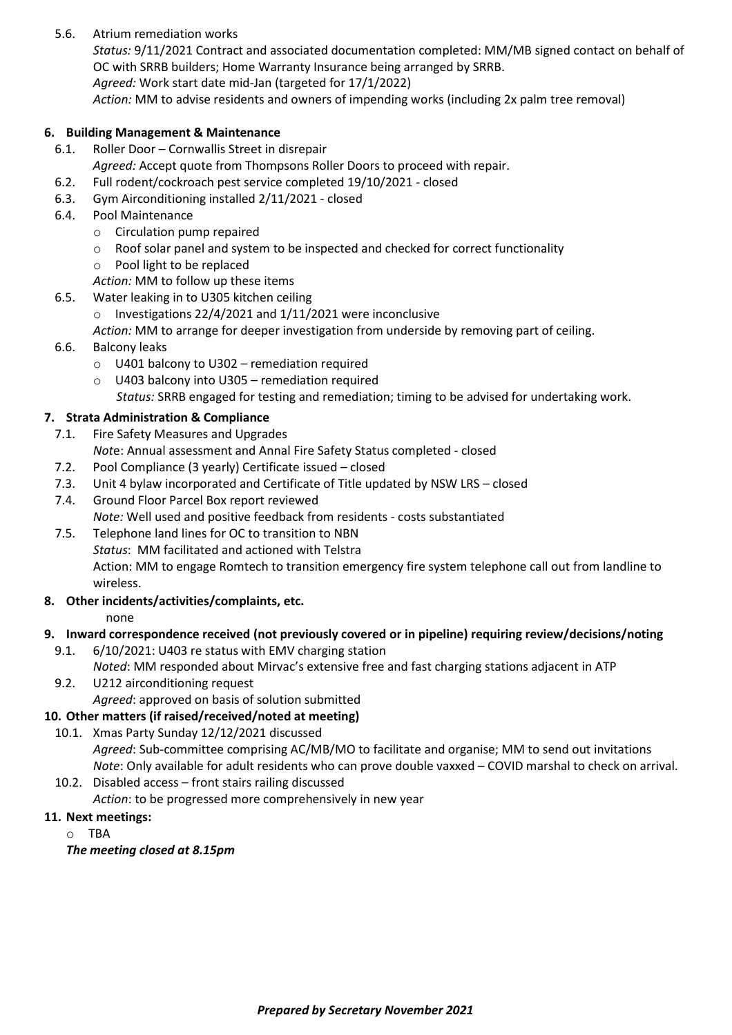5.6. Atrium remediation works
*Status:* 9/11/2021 Contract and associated documentation completed: MM/MB signed contact on behalf of OC with SRRB builders; Home Warranty Insurance being arranged by SRRB.
*Agreed:* Work start date mid-Jan (targeted for 17/1/2022)
*Action:* MM to advise residents and owners of impending works (including 2x palm tree removal)

**6. Building Management & Maintenance**

6.1. Roller Door – Cornwallis Street in disrepair
*Agreed:* Accept quote from Thompsons Roller Doors to proceed with repair.

6.2. Full rodent/cockroach pest service completed 19/10/2021 - closed

6.3. Gym Airconditioning installed 2/11/2021 - closed

6.4. Pool Maintenance
- Circulation pump repaired
- Roof solar panel and system to be inspected and checked for correct functionality
- Pool light to be replaced

*Action:* MM to follow up these items

6.5. Water leaking in to U305 kitchen ceiling
- Investigations 22/4/2021 and 1/11/2021 were inconclusive

*Action:* MM to arrange for deeper investigation from underside by removing part of ceiling.

6.6. Balcony leaks
- U401 balcony to U302 – remediation required
- U403 balcony into U305 – remediation required
  *Status:* SRRB engaged for testing and remediation; timing to be advised for undertaking work.

**7. Strata Administration & Compliance**

7.1. Fire Safety Measures and Upgrades
*Note*: Annual assessment and Annal Fire Safety Status completed - closed

7.2. Pool Compliance (3 yearly) Certificate issued – closed

7.3. Unit 4 bylaw incorporated and Certificate of Title updated by NSW LRS – closed

7.4. Ground Floor Parcel Box report reviewed
*Note:* Well used and positive feedback from residents - costs substantiated

7.5. Telephone land lines for OC to transition to NBN
*Status*: MM facilitated and actioned with Telstra
Action: MM to engage Romtech to transition emergency fire system telephone call out from landline to wireless.

**8. Other incidents/activities/complaints, etc.**

none

**9. Inward correspondence received (not previously covered or in pipeline) requiring review/decisions/noting**

9.1. 6/10/2021: U403 re status with EMV charging station
*Noted*: MM responded about Mirvac's extensive free and fast charging stations adjacent in ATP

9.2. U212 airconditioning request
*Agreed*: approved on basis of solution submitted

**10. Other matters (if raised/received/noted at meeting)**

10.1. Xmas Party Sunday 12/12/2021 discussed
*Agreed*: Sub-committee comprising AC/MB/MO to facilitate and organise; MM to send out invitations
*Note*: Only available for adult residents who can prove double vaxxed – COVID marshal to check on arrival.

10.2. Disabled access – front stairs railing discussed
*Action*: to be progressed more comprehensively in new year

**11. Next meetings:**

- TBA

***The meeting closed at 8.15pm***

***Prepared by Secretary November 2021***